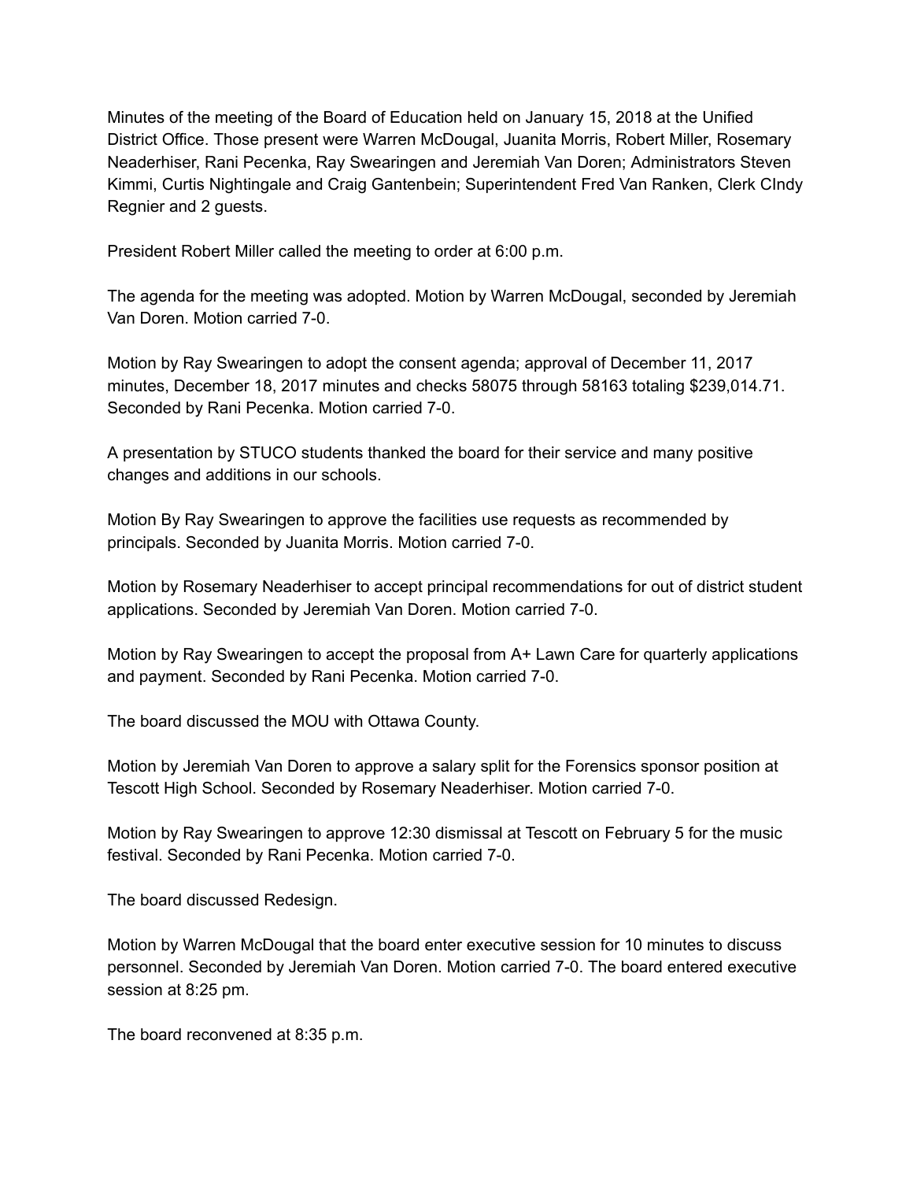Minutes of the meeting of the Board of Education held on January 15, 2018 at the Unified District Office. Those present were Warren McDougal, Juanita Morris, Robert Miller, Rosemary Neaderhiser, Rani Pecenka, Ray Swearingen and Jeremiah Van Doren; Administrators Steven Kimmi, Curtis Nightingale and Craig Gantenbein; Superintendent Fred Van Ranken, Clerk CIndy Regnier and 2 guests.

President Robert Miller called the meeting to order at 6:00 p.m.

The agenda for the meeting was adopted. Motion by Warren McDougal, seconded by Jeremiah Van Doren. Motion carried 7-0.

Motion by Ray Swearingen to adopt the consent agenda; approval of December 11, 2017 minutes, December 18, 2017 minutes and checks 58075 through 58163 totaling $239,014.71. Seconded by Rani Pecenka. Motion carried 7-0.

A presentation by STUCO students thanked the board for their service and many positive changes and additions in our schools.

Motion By Ray Swearingen to approve the facilities use requests as recommended by principals. Seconded by Juanita Morris. Motion carried 7-0.

Motion by Rosemary Neaderhiser to accept principal recommendations for out of district student applications. Seconded by Jeremiah Van Doren. Motion carried 7-0.

Motion by Ray Swearingen to accept the proposal from A+ Lawn Care for quarterly applications and payment. Seconded by Rani Pecenka. Motion carried 7-0.

The board discussed the MOU with Ottawa County.

Motion by Jeremiah Van Doren to approve a salary split for the Forensics sponsor position at Tescott High School. Seconded by Rosemary Neaderhiser. Motion carried 7-0.

Motion by Ray Swearingen to approve 12:30 dismissal at Tescott on February 5 for the music festival. Seconded by Rani Pecenka. Motion carried 7-0.

The board discussed Redesign.

Motion by Warren McDougal that the board enter executive session for 10 minutes to discuss personnel. Seconded by Jeremiah Van Doren. Motion carried 7-0. The board entered executive session at 8:25 pm.

The board reconvened at 8:35 p.m.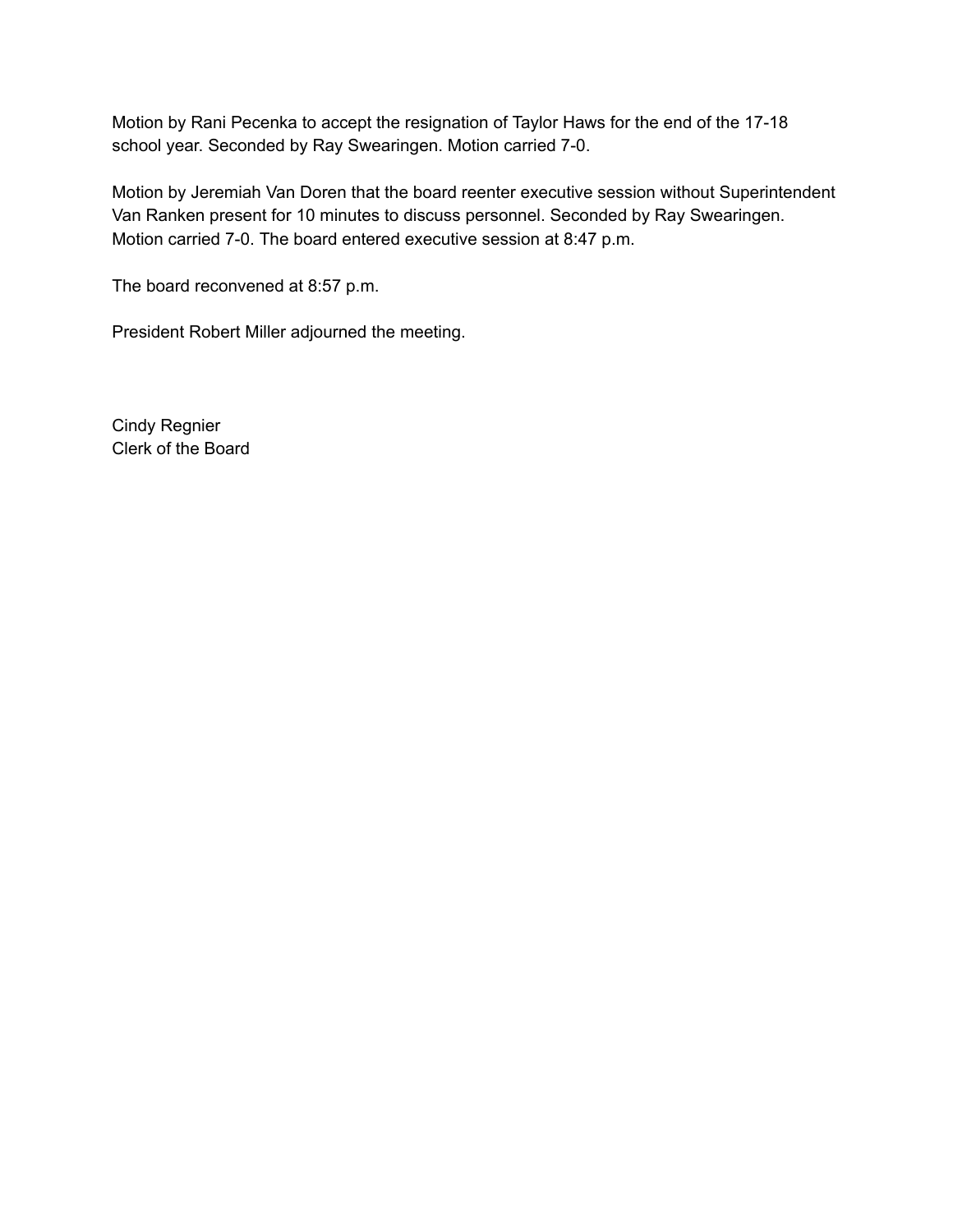Motion by Rani Pecenka to accept the resignation of Taylor Haws for the end of the 17-18 school year. Seconded by Ray Swearingen. Motion carried 7-0.

Motion by Jeremiah Van Doren that the board reenter executive session without Superintendent Van Ranken present for 10 minutes to discuss personnel. Seconded by Ray Swearingen. Motion carried 7-0. The board entered executive session at 8:47 p.m.

The board reconvened at 8:57 p.m.

President Robert Miller adjourned the meeting.

Cindy Regnier
Clerk of the Board